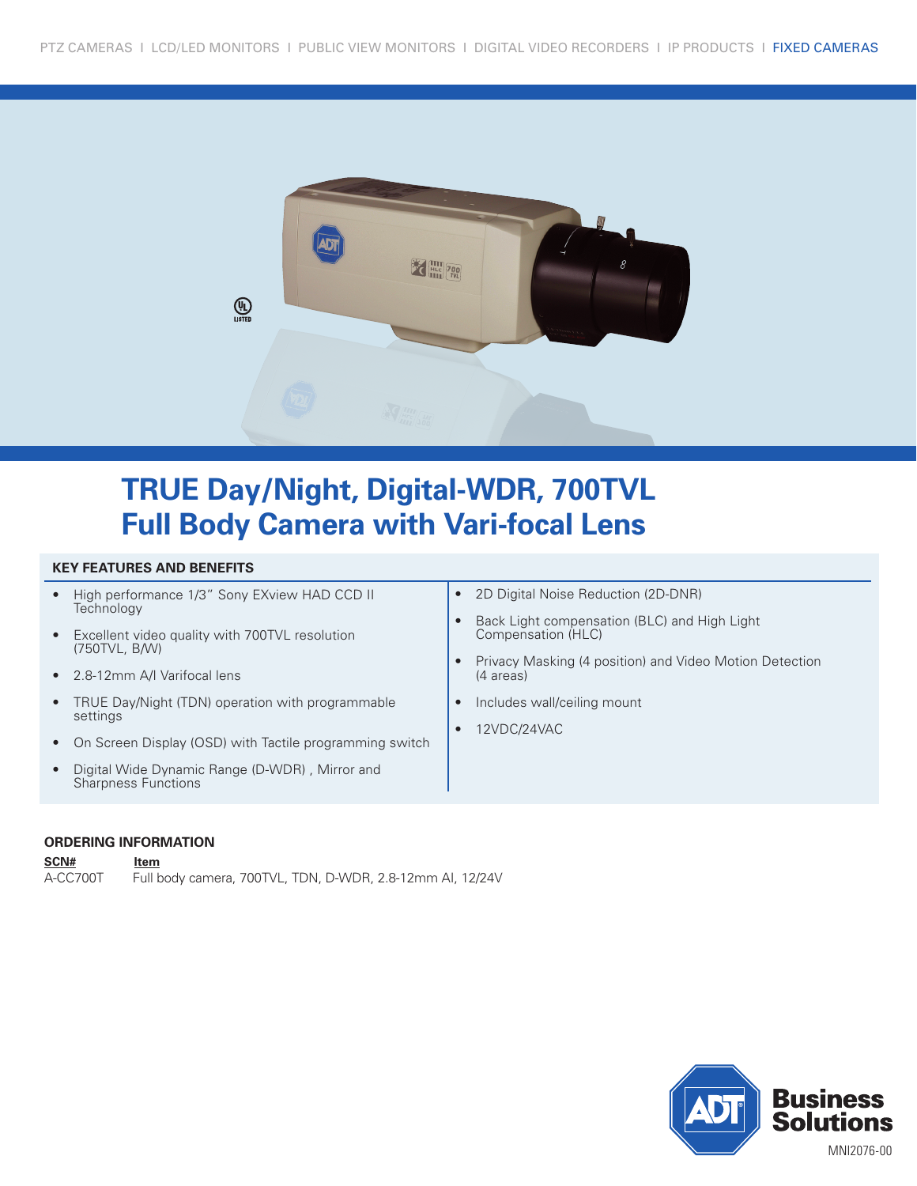PTZ CAMERAS I LCD/LED MONITORS I PUBLIC VIEW MONITORS I DIGITAL VIDEO RECORDERS I IP PRODUCTS I FIXED CAMERAS

# TRUE Day/Night, Digital-WDR, 700TVL Full Body Camera with Vari-focal Lens

## KEY FEATURES AND BENEFITS

- High performance 1/3" Sony EXview HAD CCD II Technology
- Excellent video quality with 700TVL resolution (750TVL, B/W)
- 2.8-12mm A/I Varifocal lens
- TRUE Day/Night (TDN) operation with programmable settings
- On Screen Display (OSD) with Tactile programming switch
- Digital Wide Dynamic Range (D-WDR) , Mirror and Sharpness Functions
- 2D Digital Noise Reduction (2D-DNR)
- Back Light compensation (BLC) and High Light Compensation (HLC)
- Privacy Masking (4 position) and Video Motion Detection (4 areas)
- Includes wall/ceiling mount
- 12VDC/24VAC

## ORDERING INFORMATION

| SCN# | Item |
|---|---|
| A-CC700T | Full body camera, 700TVL, TDN, D-WDR, 2.8-12mm AI, 12/24V |

ADT Business Solutions

MNI2076-00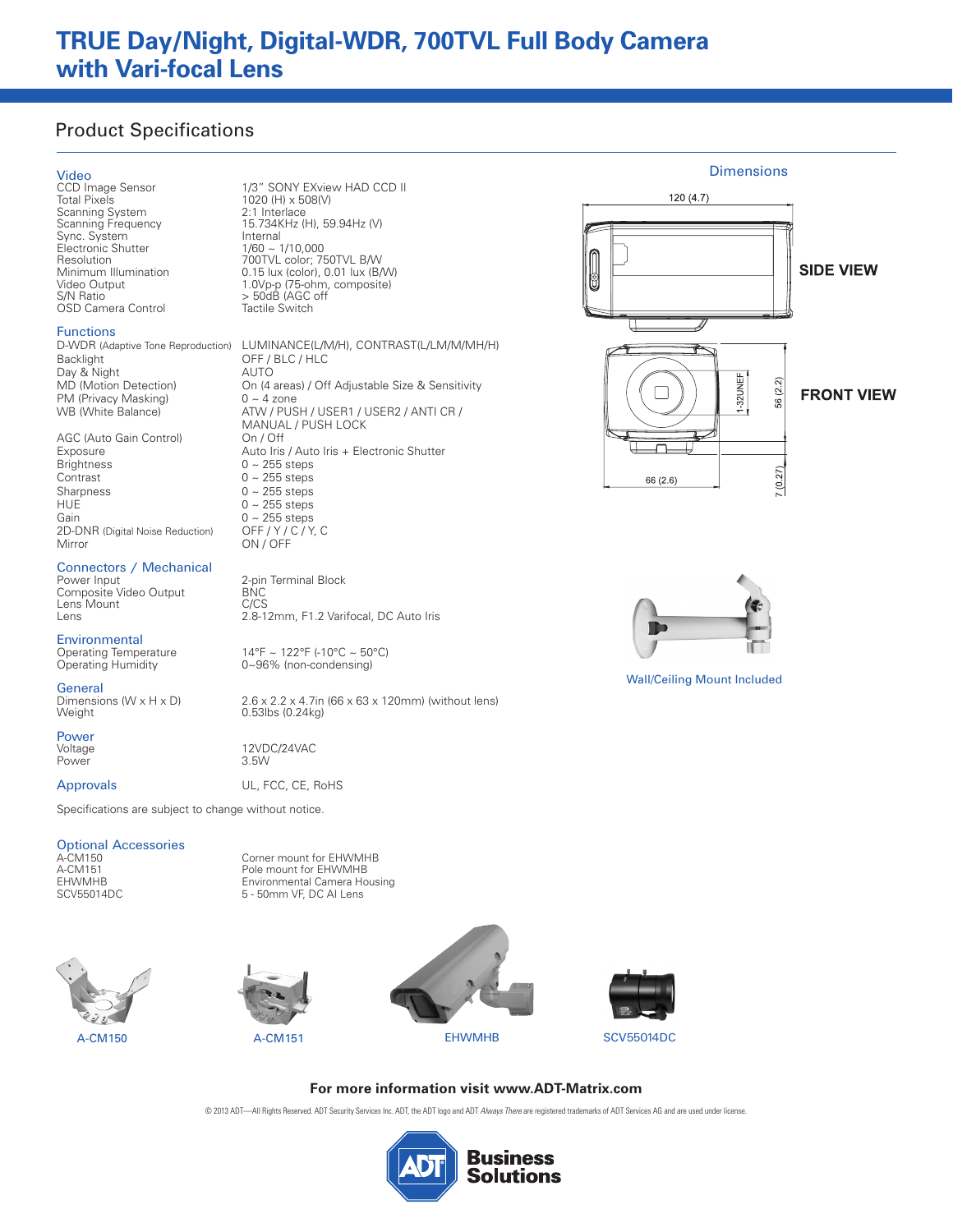# TRUE Day/Night, Digital-WDR, 700TVL Full Body Camera with Vari-focal Lens

## Product Specifications

### Video

| | |
|---|---|
| CCD Image Sensor | 1/3" SONY EXview HAD CCD II |
| Total Pixels | 1020 (H) x 508(V) |
| Scanning System | 2:1 Interlace |
| Scanning Frequency | 15.734KHz (H), 59.94Hz (V) |
| Sync. System | Internal |
| Electronic Shutter | 1/60 ~ 1/10,000 |
| Resolution | 700TVL color; 750TVL B/W |
| Minimum Illumination | 0.15 lux (color), 0.01 lux (B/W) |
| Video Output | 1.0Vp-p (75-ohm, composite) |
| S/N Ratio | > 50dB (AGC off |
| OSD Camera Control | Tactile Switch |

### Functions

| | |
|---|---|
| D-WDR (Adaptive Tone Reproduction) | LUMINANCE(L/M/H), CONTRAST(L/LM/M/MH/H) |
| Backlight | OFF / BLC / HLC |
| Day & Night | AUTO |
| MD (Motion Detection) | On (4 areas) / Off Adjustable Size & Sensitivity |
| PM (Privacy Masking) | 0 ~ 4 zone |
| WB (White Balance) | ATW / PUSH / USER1 / USER2 / ANTI CR / MANUAL / PUSH LOCK |
| AGC (Auto Gain Control) | On / Off |
| Exposure | Auto Iris / Auto Iris + Electronic Shutter |
| Brightness | 0 ~ 255 steps |
| Contrast | 0 ~ 255 steps |
| Sharpness | 0 ~ 255 steps |
| HUE | 0 ~ 255 steps |
| Gain | 0 ~ 255 steps |
| 2D-DNR (Digital Noise Reduction) | OFF / Y / C / Y, C |
| Mirror | ON / OFF |

### Connectors / Mechanical

| | |
|---|---|
| Power Input | 2-pin Terminal Block |
| Composite Video Output | BNC |
| Lens Mount | C/CS |
| Lens | 2.8-12mm, F1.2 Varifocal, DC Auto Iris |

### Environmental

| | |
|---|---|
| Operating Temperature | 14°F ~ 122°F (-10°C ~ 50°C) |
| Operating Humidity | 0~96% (non-condensing) |

### General

| | |
|---|---|
| Dimensions (W x H x D) | 2.6 x 2.2 x 4.7in (66 x 63 x 120mm) (without lens) |
| Weight | 0.53lbs (0.24kg) |

### Power

| | |
|---|---|
| Voltage | 12VDC/24VAC |
| Power | 3.5W |

### Approvals

UL, FCC, CE, RoHS

Specifications are subject to change without notice.

### Dimensions

120 (4.7)

SIDE VIEW

1-32UNEF

56 (2.2)

66 (2.6)

7 (0.27)

FRONT VIEW

Wall/Ceiling Mount Included

### Optional Accessories

| | |
|---|---|
| A-CM150 | Corner mount for EHWMHB |
| A-CM151 | Pole mount for EHWMHB |
| EHWMHB | Environmental Camera Housing |
| SCV55014DC | 5 - 50mm VF, DC AI Lens |

A-CM150

A-CM151

EHWMHB

SCV55014DC

**For more information visit www.ADT-Matrix.com**

© 2013 ADT—All Rights Reserved. ADT Security Services Inc. ADT, the ADT logo and ADT *Always There* are registered trademarks of ADT Services AG and are used under license.

ADT Business Solutions